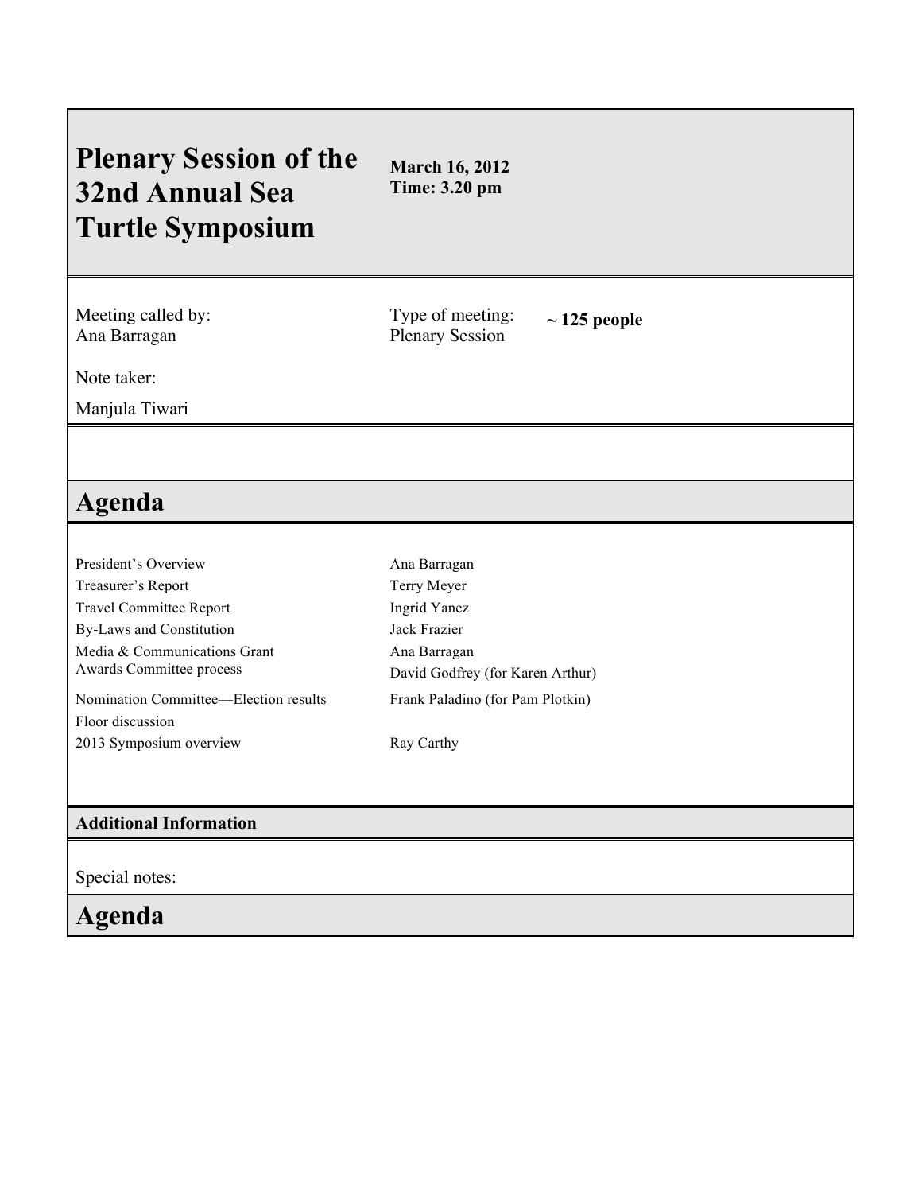# Plenary Session of the 32nd Annual Sea Turtle Symposium

**March 16, 2012**
**Time: 3.20 pm**

Meeting called by:
Ana Barragan

Type of meeting:
Plenary Session

**~ 125 people**

Note taker:

Manjula Tiwari

## Agenda

| | |
|---|---|
| President's Overview | Ana Barragan |
| Treasurer's Report | Terry Meyer |
| Travel Committee Report | Ingrid Yanez |
| By-Laws and Constitution | Jack Frazier |
| Media & Communications Grant | Ana Barragan |
| Awards Committee process | David Godfrey (for Karen Arthur) |
| Nomination Committee—Election results | Frank Paladino (for Pam Plotkin) |
| Floor discussion | |
| 2013 Symposium overview | Ray Carthy |

### Additional Information

Special notes:

## Agenda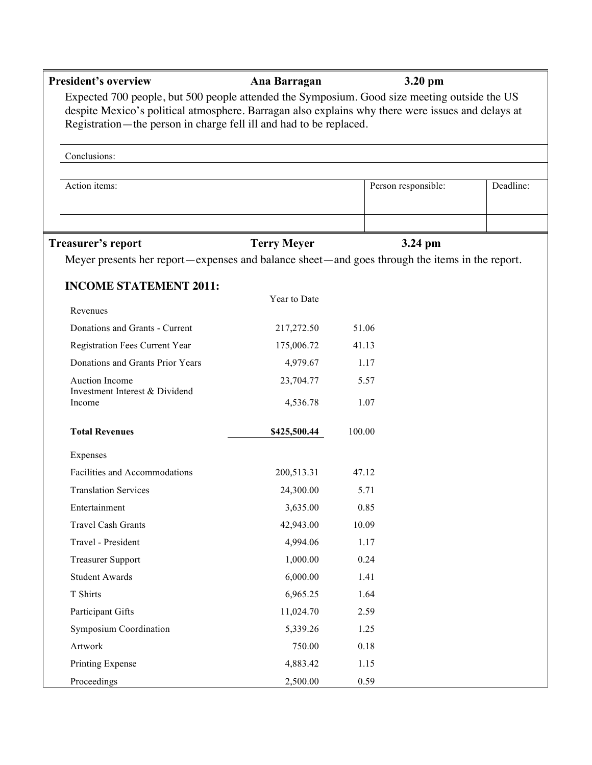**President's overview** | **Ana Barragan** | **3.20 pm**

Expected 700 people, but 500 people attended the Symposium. Good size meeting outside the US despite Mexico's political atmosphere. Barragan also explains why there were issues and delays at Registration—the person in charge fell ill and had to be replaced.

Conclusions:

| Action items: | Person responsible: | Deadline: |
| --- | --- | --- |
| | | |

**Treasurer's report** | **Terry Meyer** | **3.24 pm**

Meyer presents her report—expenses and balance sheet—and goes through the items in the report.

### INCOME STATEMENT 2011:

| | Year to Date | |
| --- | --- | --- |
| Revenues | | |
| Donations and Grants - Current | 217,272.50 | 51.06 |
| Registration Fees Current Year | 175,006.72 | 41.13 |
| Donations and Grants Prior Years | 4,979.67 | 1.17 |
| Auction Income | 23,704.77 | 5.57 |
| Investment Interest & Dividend Income | 4,536.78 | 1.07 |
| **Total Revenues** | **$425,500.44** | 100.00 |
| Expenses | | |
| Facilities and Accommodations | 200,513.31 | 47.12 |
| Translation Services | 24,300.00 | 5.71 |
| Entertainment | 3,635.00 | 0.85 |
| Travel Cash Grants | 42,943.00 | 10.09 |
| Travel - President | 4,994.06 | 1.17 |
| Treasurer Support | 1,000.00 | 0.24 |
| Student Awards | 6,000.00 | 1.41 |
| T Shirts | 6,965.25 | 1.64 |
| Participant Gifts | 11,024.70 | 2.59 |
| Symposium Coordination | 5,339.26 | 1.25 |
| Artwork | 750.00 | 0.18 |
| Printing Expense | 4,883.42 | 1.15 |
| Proceedings | 2,500.00 | 0.59 |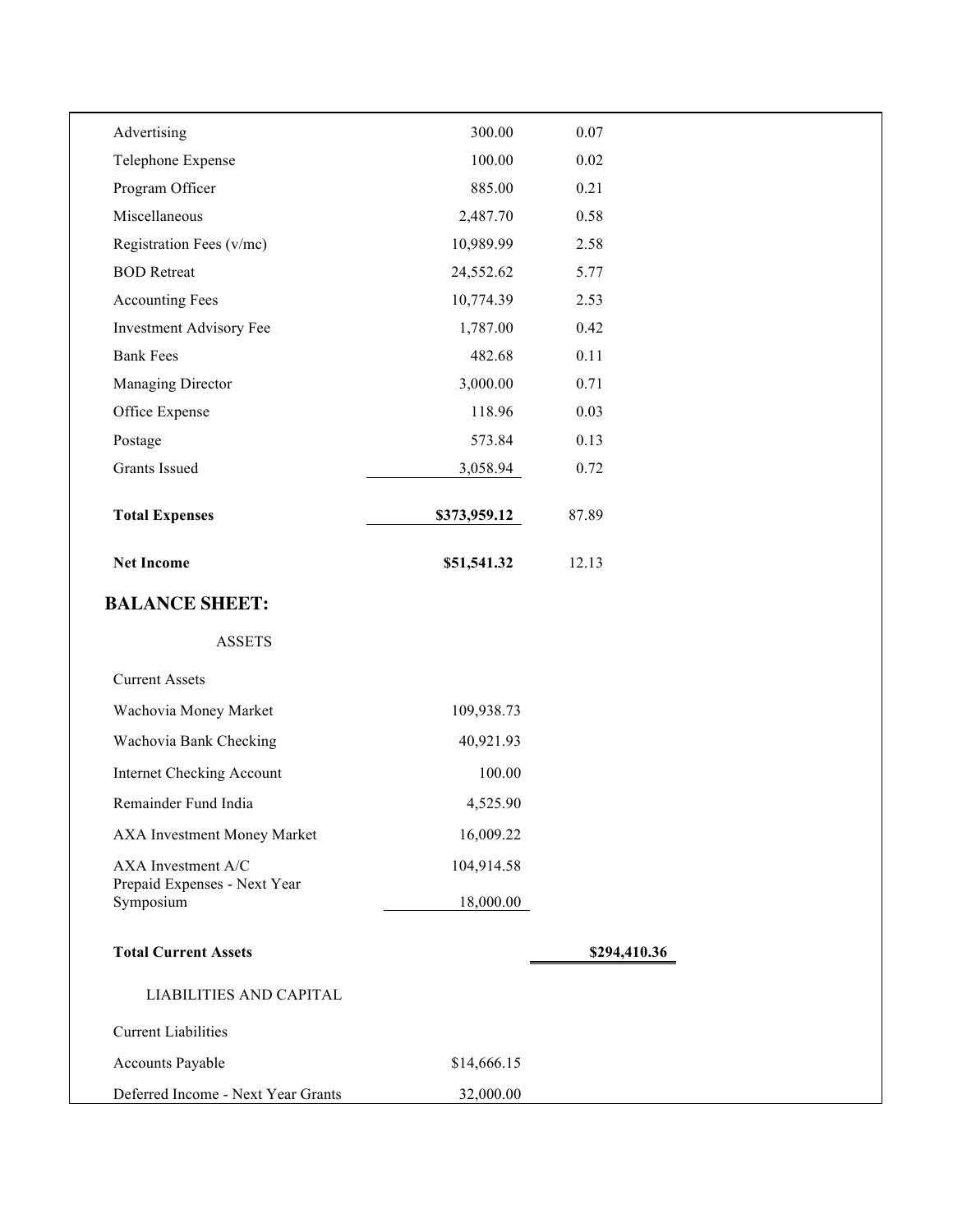| | | |
|---|---:|---:|
| Advertising | 300.00 | 0.07 |
| Telephone Expense | 100.00 | 0.02 |
| Program Officer | 885.00 | 0.21 |
| Miscellaneous | 2,487.70 | 0.58 |
| Registration Fees (v/mc) | 10,989.99 | 2.58 |
| BOD Retreat | 24,552.62 | 5.77 |
| Accounting Fees | 10,774.39 | 2.53 |
| Investment Advisory Fee | 1,787.00 | 0.42 |
| Bank Fees | 482.68 | 0.11 |
| Managing Director | 3,000.00 | 0.71 |
| Office Expense | 118.96 | 0.03 |
| Postage | 573.84 | 0.13 |
| Grants Issued | 3,058.94 | 0.72 |
| **Total Expenses** | **$373,959.12** | 87.89 |
| **Net Income** | **$51,541.32** | 12.13 |

## BALANCE SHEET:

ASSETS

| | | |
|---|---:|---:|
| Current Assets | | |
| Wachovia Money Market | 109,938.73 | |
| Wachovia Bank Checking | 40,921.93 | |
| Internet Checking Account | 100.00 | |
| Remainder Fund India | 4,525.90 | |
| AXA Investment Money Market | 16,009.22 | |
| AXA Investment A/C | 104,914.58 | |
| Prepaid Expenses - Next Year Symposium | 18,000.00 | |
| **Total Current Assets** | | **$294,410.36** |

LIABILITIES AND CAPITAL

| | |
|---|---:|
| Current Liabilities | |
| Accounts Payable | $14,666.15 |
| Deferred Income - Next Year Grants | 32,000.00 |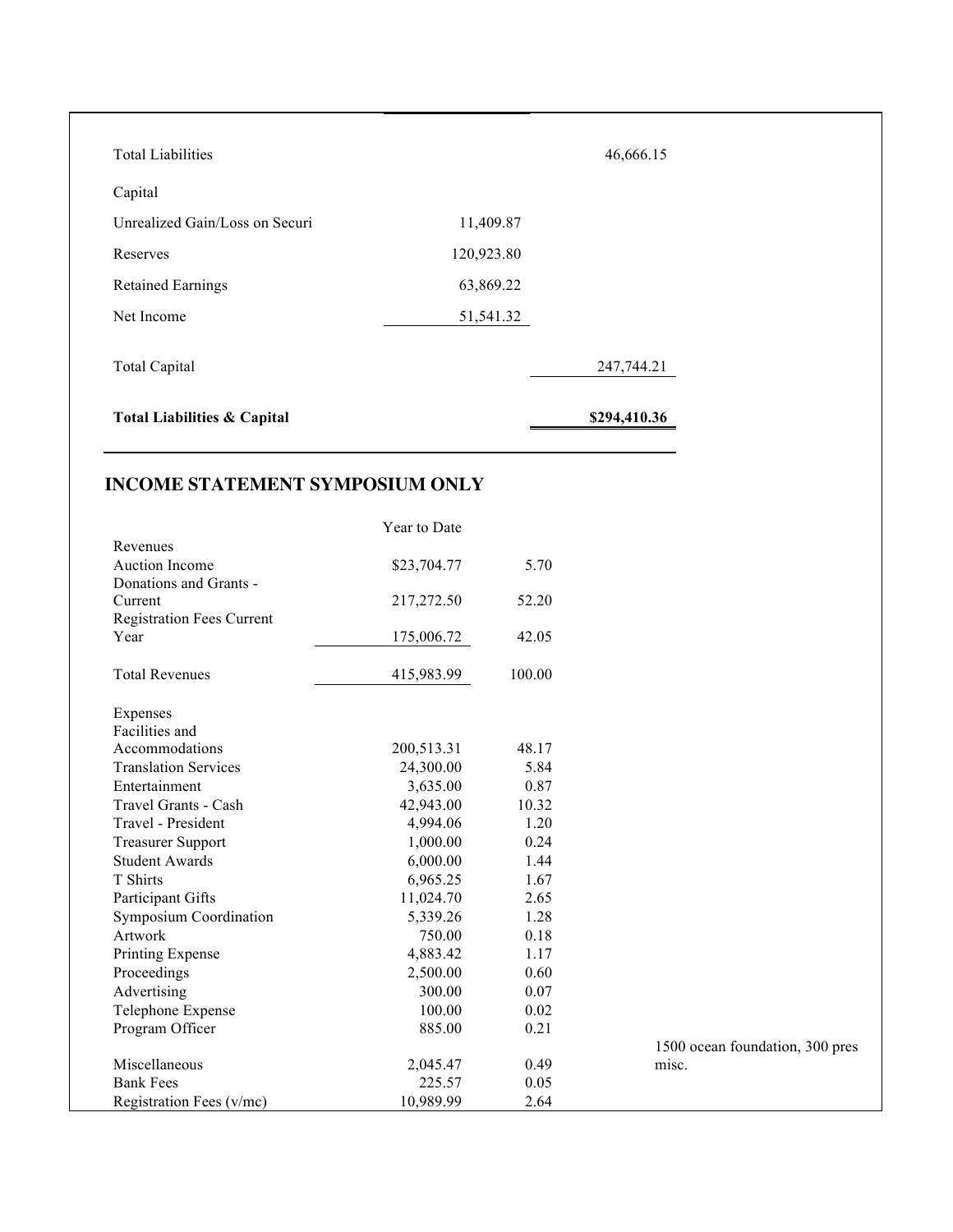| | | |
|---|---|---|
| Total Liabilities | | 46,666.15 |
| Capital | | |
| Unrealized Gain/Loss on Securi | 11,409.87 | |
| Reserves | 120,923.80 | |
| Retained Earnings | 63,869.22 | |
| Net Income | 51,541.32 | |
| Total Capital | | 247,744.21 |
| **Total Liabilities & Capital** | | **$294,410.36** |

## INCOME STATEMENT SYMPOSIUM ONLY

| | Year to Date | | |
|---|---|---|---|
| Revenues | | | |
| Auction Income | $23,704.77 | 5.70 | |
| Donations and Grants - Current | 217,272.50 | 52.20 | |
| Registration Fees Current Year | 175,006.72 | 42.05 | |
| Total Revenues | 415,983.99 | 100.00 | |
| Expenses | | | |
| Facilities and Accommodations | 200,513.31 | 48.17 | |
| Translation Services | 24,300.00 | 5.84 | |
| Entertainment | 3,635.00 | 0.87 | |
| Travel Grants - Cash | 42,943.00 | 10.32 | |
| Travel - President | 4,994.06 | 1.20 | |
| Treasurer Support | 1,000.00 | 0.24 | |
| Student Awards | 6,000.00 | 1.44 | |
| T Shirts | 6,965.25 | 1.67 | |
| Participant Gifts | 11,024.70 | 2.65 | |
| Symposium Coordination | 5,339.26 | 1.28 | |
| Artwork | 750.00 | 0.18 | |
| Printing Expense | 4,883.42 | 1.17 | |
| Proceedings | 2,500.00 | 0.60 | |
| Advertising | 300.00 | 0.07 | |
| Telephone Expense | 100.00 | 0.02 | |
| Program Officer | 885.00 | 0.21 | |
| Miscellaneous | 2,045.47 | 0.49 | 1500 ocean foundation, 300 pres misc. |
| Bank Fees | 225.57 | 0.05 | |
| Registration Fees (v/mc) | 10,989.99 | 2.64 | |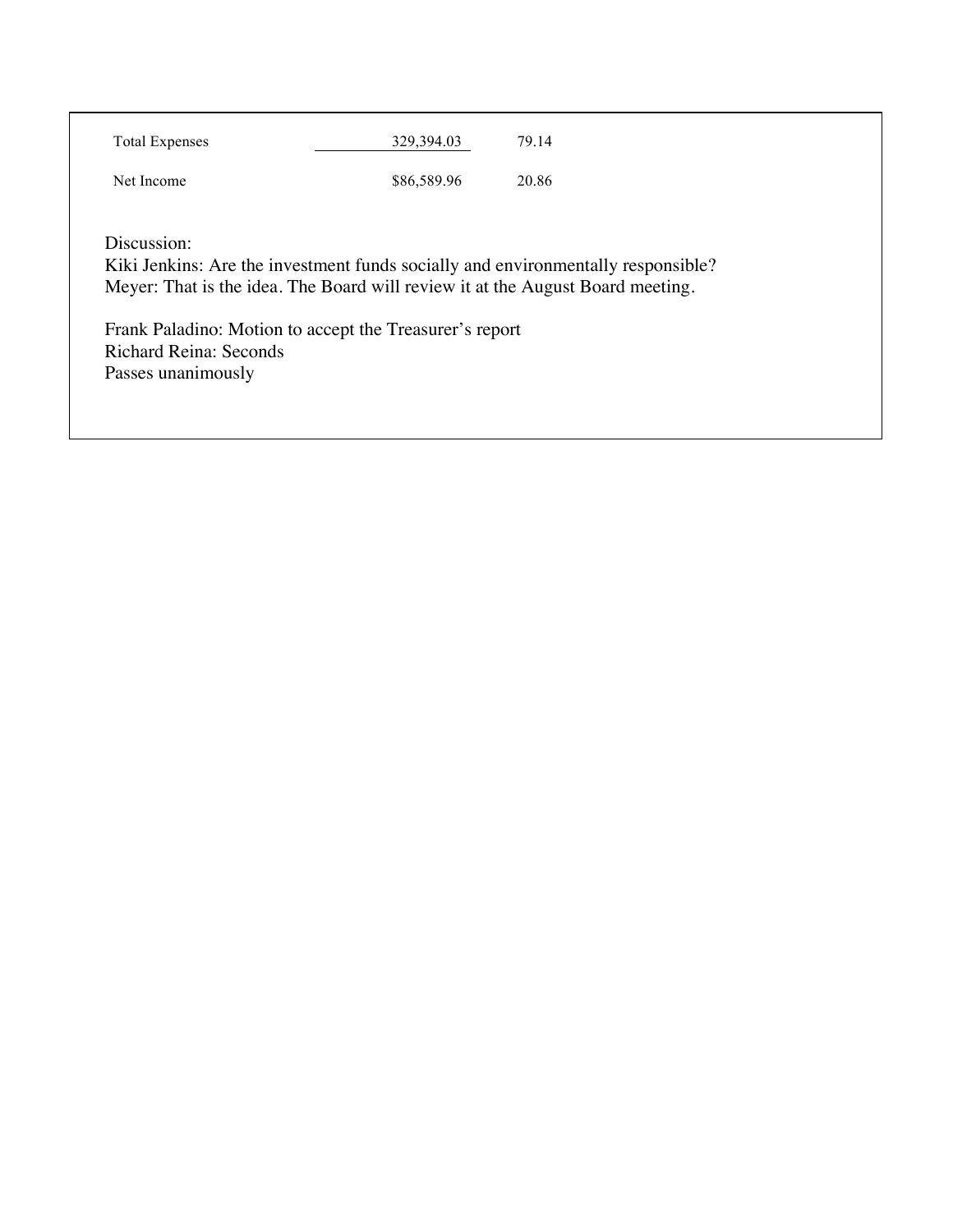| | | |
|---|---|---|
| Total Expenses | 329,394.03 | 79.14 |
| Net Income | $86,589.96 | 20.86 |

Discussion:
Kiki Jenkins: Are the investment funds socially and environmentally responsible?
Meyer: That is the idea. The Board will review it at the August Board meeting.

Frank Paladino: Motion to accept the Treasurer's report
Richard Reina: Seconds
Passes unanimously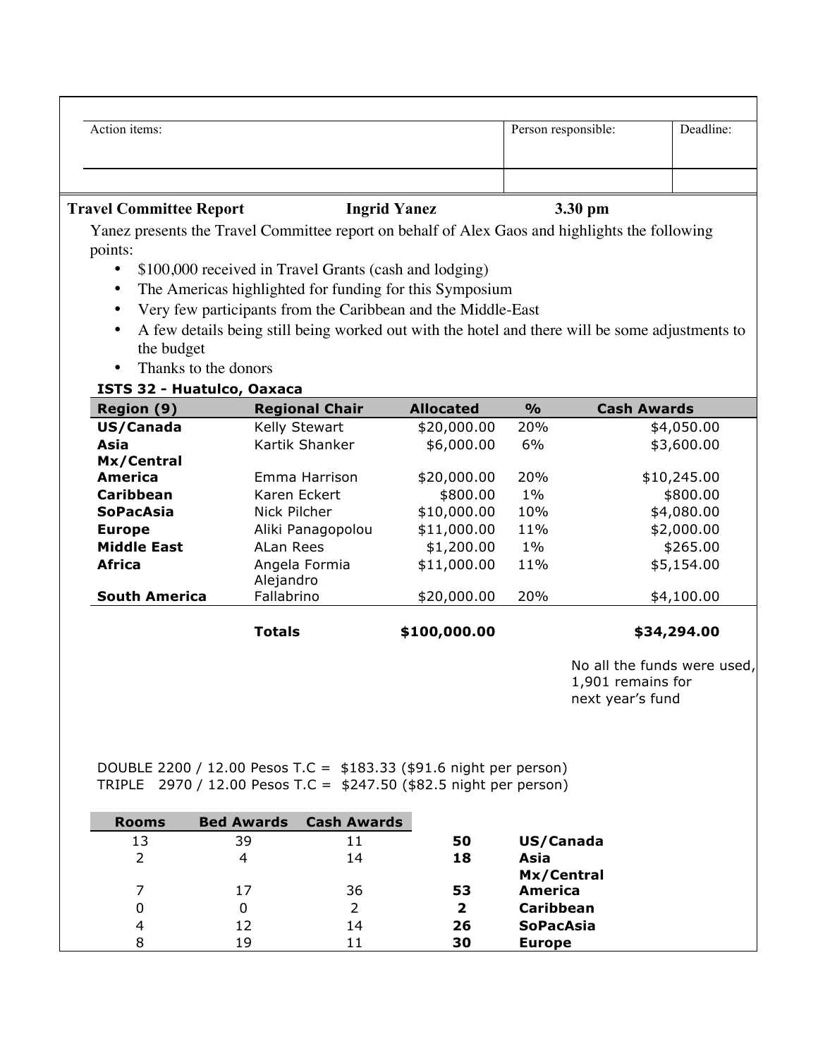| Action items: | Person responsible: | Deadline: |
| --- | --- | --- |
| | | |

**Travel Committee Report** **Ingrid Yanez** **3.30 pm**

Yanez presents the Travel Committee report on behalf of Alex Gaos and highlights the following points:

- $100,000 received in Travel Grants (cash and lodging)
- The Americas highlighted for funding for this Symposium
- Very few participants from the Caribbean and the Middle-East
- A few details being still being worked out with the hotel and there will be some adjustments to the budget
- Thanks to the donors

**ISTS 32 - Huatulco, Oaxaca**

| Region (9) | Regional Chair | Allocated | % | Cash Awards |
| --- | --- | --- | --- | --- |
| **US/Canada** | Kelly Stewart | $20,000.00 | 20% | $4,050.00 |
| **Asia** | Kartik Shanker | $6,000.00 | 6% | $3,600.00 |
| **Mx/Central America** | Emma Harrison | $20,000.00 | 20% | $10,245.00 |
| **Caribbean** | Karen Eckert | $800.00 | 1% | $800.00 |
| **SoPacAsia** | Nick Pilcher | $10,000.00 | 10% | $4,080.00 |
| **Europe** | Aliki Panagopolou | $11,000.00 | 11% | $2,000.00 |
| **Middle East** | ALan Rees | $1,200.00 | 1% | $265.00 |
| **Africa** | Angela Formia | $11,000.00 | 11% | $5,154.00 |
| **South America** | Alejandro Fallabrino | $20,000.00 | 20% | $4,100.00 |
| | **Totals** | **$100,000.00** | | **$34,294.00** |

No all the funds were used, 1,901 remains for next year's fund

DOUBLE 2200 / 12.00 Pesos T.C = $183.33 ($91.6 night per person)
TRIPLE 2970 / 12.00 Pesos T.C = $247.50 ($82.5 night per person)

| Rooms | Bed Awards | Cash Awards | | |
| --- | --- | --- | --- | --- |
| 13 | 39 | 11 | **50** | **US/Canada** |
| 2 | 4 | 14 | **18** | **Asia** |
| 7 | 17 | 36 | **53** | **Mx/Central America** |
| 0 | 0 | 2 | **2** | **Caribbean** |
| 4 | 12 | 14 | **26** | **SoPacAsia** |
| 8 | 19 | 11 | **30** | **Europe** |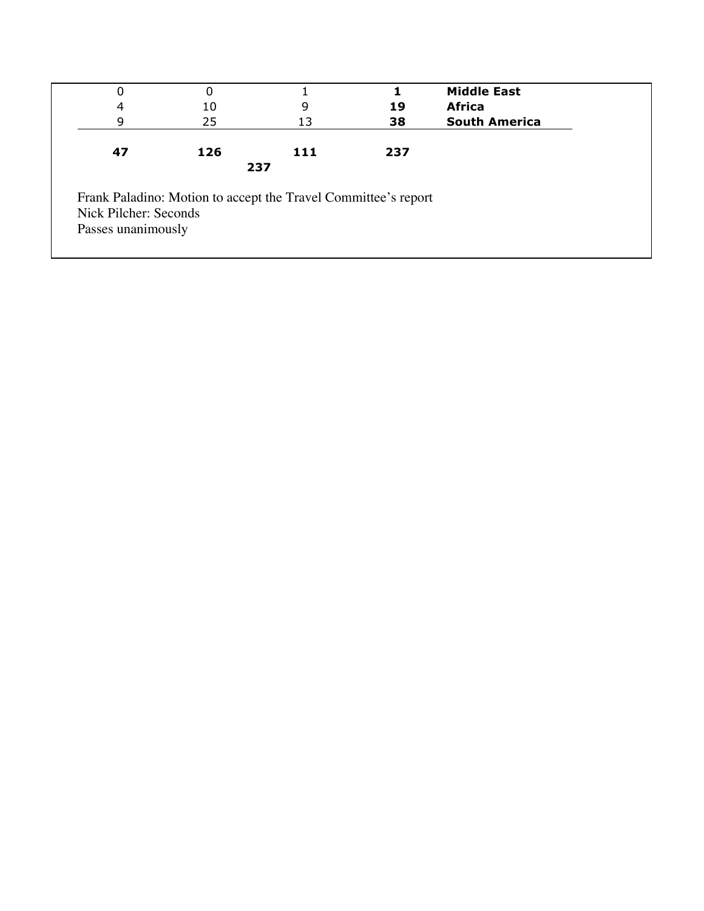| | | | | |
|---|---|---|---|---|
| 0 | 0 | 1 | **1** | **Middle East** |
| 4 | 10 | 9 | **19** | **Africa** |
| 9 | 25 | 13 | **38** | **South America** |
| **47** | **126** | **111** | **237** | |
| | **237** | | | |

Frank Paladino: Motion to accept the Travel Committee's report
Nick Pilcher: Seconds
Passes unanimously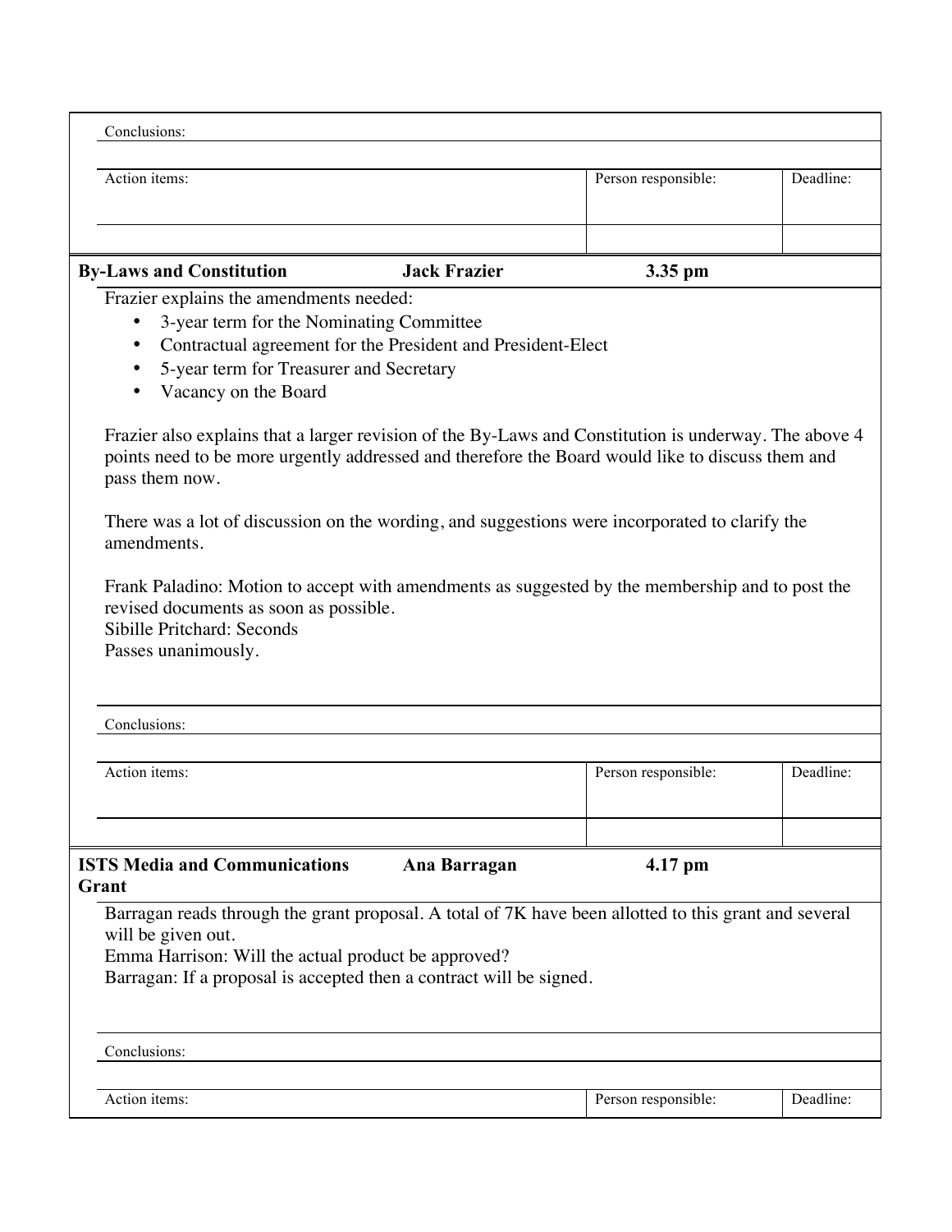| Conclusions: | | |
|---|---|---|
| | | |
| **Action items:** | **Person responsible:** | **Deadline:** |
| | | |

| **By-Laws and Constitution** | **Jack Frazier** | **3.35 pm** |
|---|---|---|

Frazier explains the amendments needed:

- 3-year term for the Nominating Committee
- Contractual agreement for the President and President-Elect
- 5-year term for Treasurer and Secretary
- Vacancy on the Board

Frazier also explains that a larger revision of the By-Laws and Constitution is underway. The above 4 points need to be more urgently addressed and therefore the Board would like to discuss them and pass them now.

There was a lot of discussion on the wording, and suggestions were incorporated to clarify the amendments.

Frank Paladino: Motion to accept with amendments as suggested by the membership and to post the revised documents as soon as possible.
Sibille Pritchard: Seconds
Passes unanimously.

| Conclusions: | | |
|---|---|---|
| | | |
| **Action items:** | **Person responsible:** | **Deadline:** |
| | | |

| **ISTS Media and Communications Grant** | **Ana Barragan** | **4.17 pm** |
|---|---|---|

Barragan reads through the grant proposal. A total of 7K have been allotted to this grant and several will be given out.
Emma Harrison: Will the actual product be approved?
Barragan: If a proposal is accepted then a contract will be signed.

| Conclusions: | | |
|---|---|---|
| | | |
| **Action items:** | **Person responsible:** | **Deadline:** |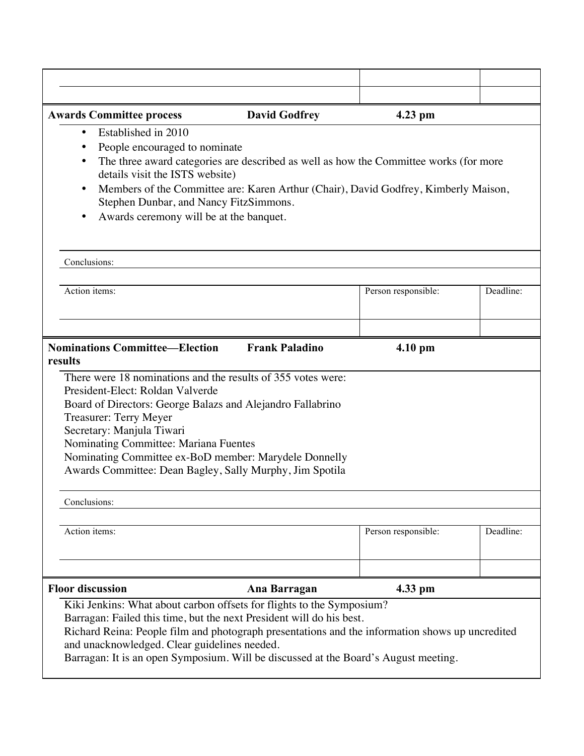| Awards Committee process | David Godfrey | 4.23 pm | |
|---|---|---|---|

- Established in 2010
- People encouraged to nominate
- The three award categories are described as well as how the Committee works (for more details visit the ISTS website)
- Members of the Committee are: Karen Arthur (Chair), David Godfrey, Kimberly Maison, Stephen Dunbar, and Nancy FitzSimmons.
- Awards ceremony will be at the banquet.

Conclusions:

| Action items: | Person responsible: | Deadline: |
|---|---|---|
| | | |

| Nominations Committee—Election results | Frank Paladino | 4.10 pm | |
|---|---|---|---|

There were 18 nominations and the results of 355 votes were:
President-Elect: Roldan Valverde
Board of Directors: George Balazs and Alejandro Fallabrino
Treasurer: Terry Meyer
Secretary: Manjula Tiwari
Nominating Committee: Mariana Fuentes
Nominating Committee ex-BoD member: Marydele Donnelly
Awards Committee: Dean Bagley, Sally Murphy, Jim Spotila

Conclusions:

| Action items: | Person responsible: | Deadline: |
|---|---|---|
| | | |

| Floor discussion | Ana Barragan | 4.33 pm | |
|---|---|---|---|

Kiki Jenkins: What about carbon offsets for flights to the Symposium?
Barragan: Failed this time, but the next President will do his best.
Richard Reina: People film and photograph presentations and the information shows up uncredited and unacknowledged. Clear guidelines needed.
Barragan: It is an open Symposium. Will be discussed at the Board's August meeting.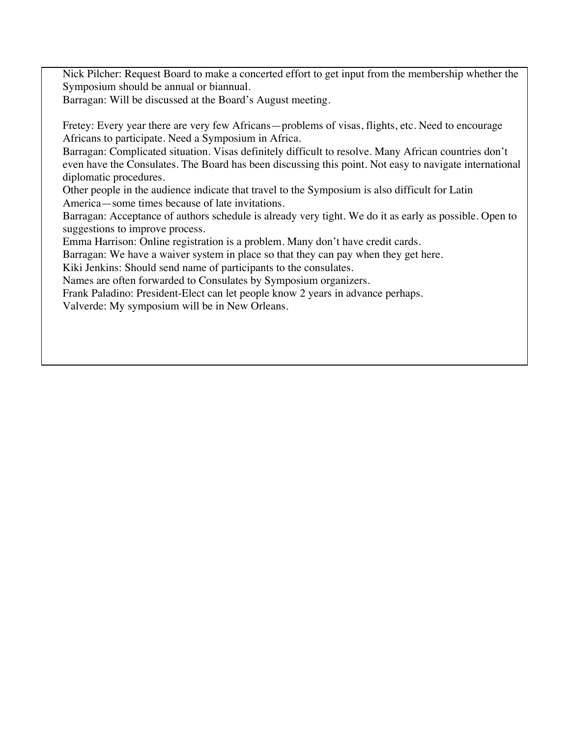Nick Pilcher: Request Board to make a concerted effort to get input from the membership whether the Symposium should be annual or biannual.
Barragan: Will be discussed at the Board's August meeting.

Fretey: Every year there are very few Africans—problems of visas, flights, etc. Need to encourage Africans to participate. Need a Symposium in Africa.
Barragan: Complicated situation. Visas definitely difficult to resolve. Many African countries don't even have the Consulates. The Board has been discussing this point. Not easy to navigate international diplomatic procedures.
Other people in the audience indicate that travel to the Symposium is also difficult for Latin America—some times because of late invitations.
Barragan: Acceptance of authors schedule is already very tight. We do it as early as possible. Open to suggestions to improve process.
Emma Harrison: Online registration is a problem. Many don't have credit cards.
Barragan: We have a waiver system in place so that they can pay when they get here.
Kiki Jenkins: Should send name of participants to the consulates.
Names are often forwarded to Consulates by Symposium organizers.
Frank Paladino: President-Elect can let people know 2 years in advance perhaps.
Valverde: My symposium will be in New Orleans.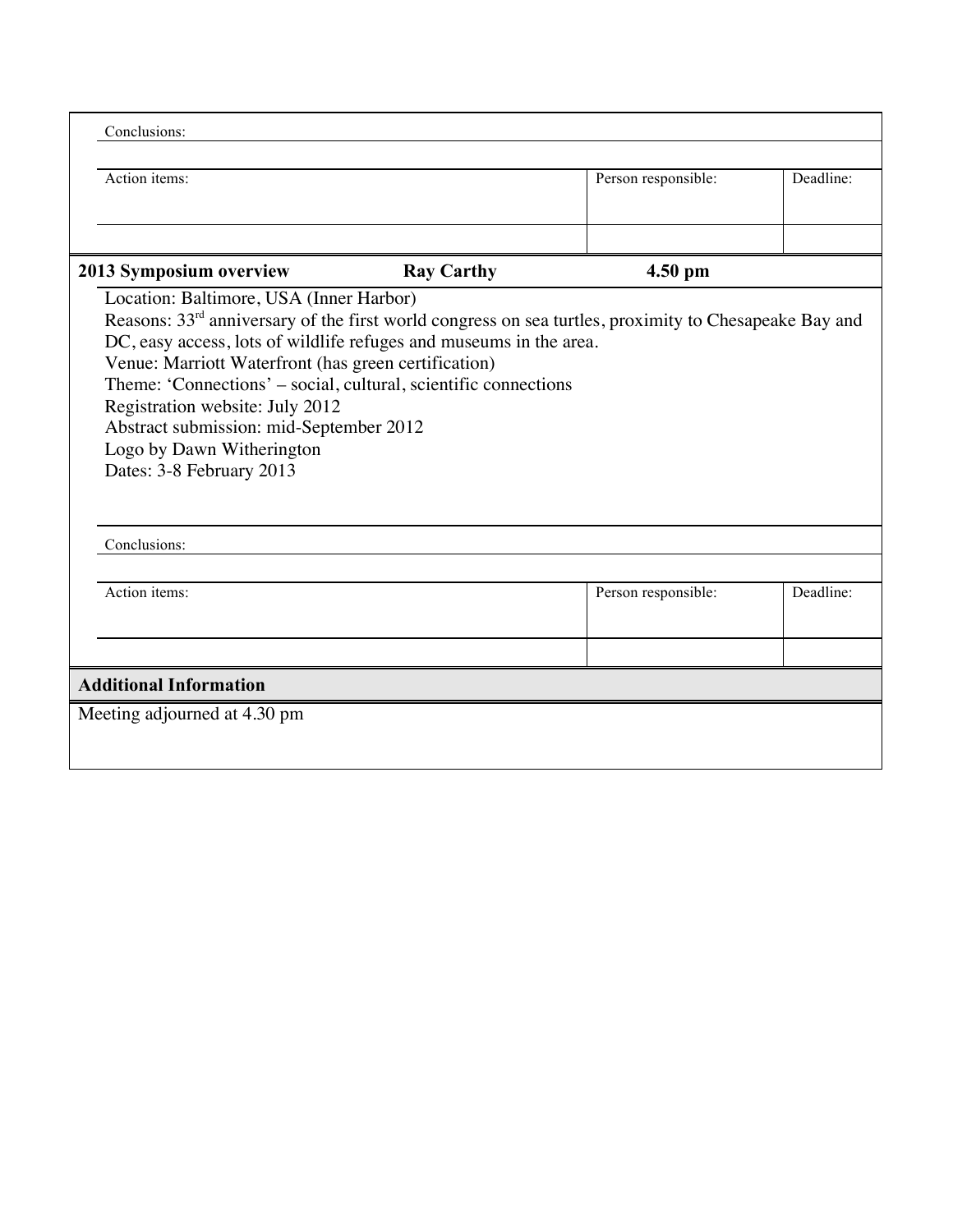Conclusions:

| Action items: | Person responsible: | Deadline: |
| --- | --- | --- |
| | | |

**2013 Symposium overview** **Ray Carthy** **4.50 pm**

Location: Baltimore, USA (Inner Harbor)
Reasons: 33rd anniversary of the first world congress on sea turtles, proximity to Chesapeake Bay and DC, easy access, lots of wildlife refuges and museums in the area.
Venue: Marriott Waterfront (has green certification)
Theme: 'Connections' – social, cultural, scientific connections
Registration website: July 2012
Abstract submission: mid-September 2012
Logo by Dawn Witherington
Dates: 3-8 February 2013

Conclusions:

| Action items: | Person responsible: | Deadline: |
| --- | --- | --- |
| | | |

**Additional Information**

Meeting adjourned at 4.30 pm